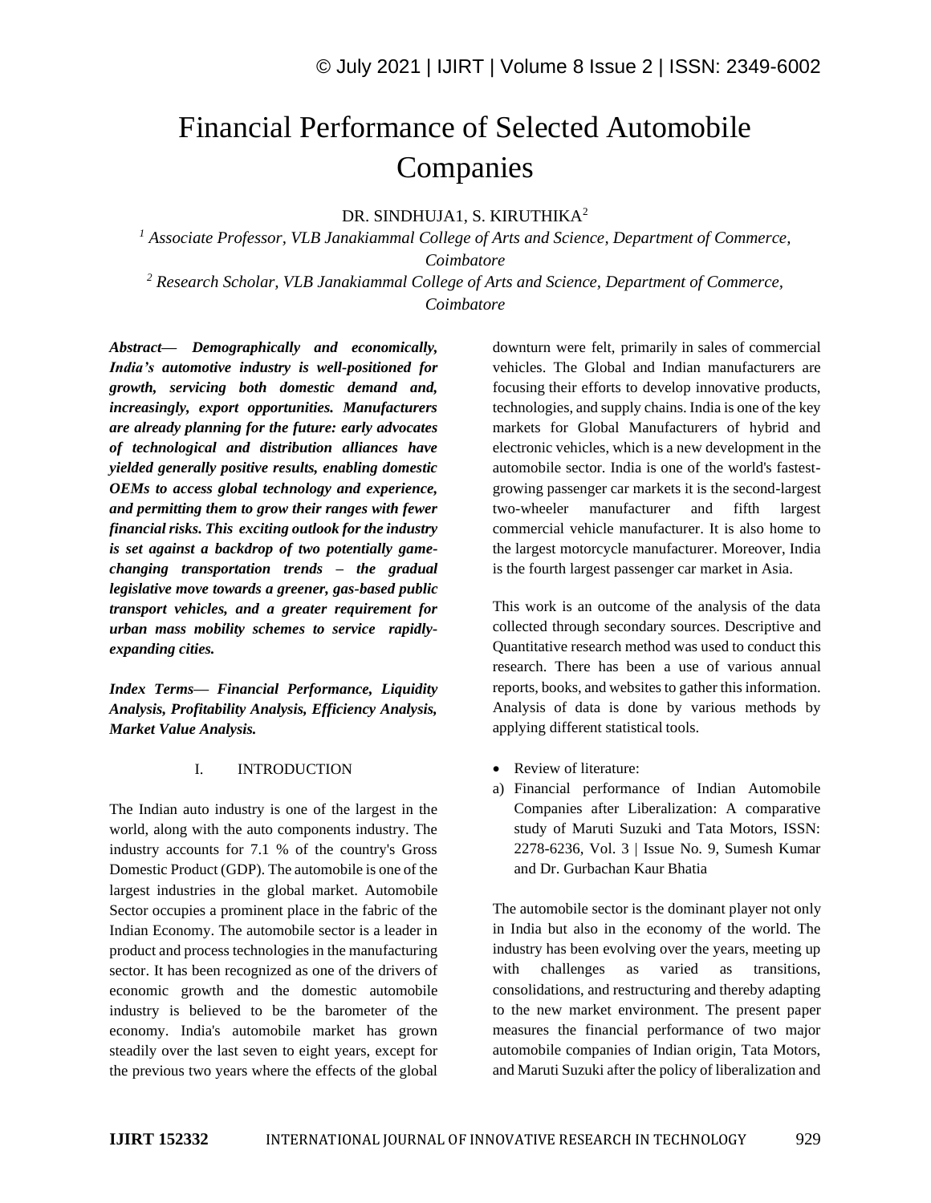# Financial Performance of Selected Automobile Companies

DR. SINDHUJA1, S. KIRUTHIKA[2]

[1] *Associate Professor, VLB Janakiammal College of Arts and Science, Department of Commerce, Coimbatore*

[2] *Research Scholar, VLB Janakiammal College of Arts and Science, Department of Commerce, Coimbatore*

***Abstract— Demographically and economically, India's automotive industry is well-positioned for growth, servicing both domestic demand and, increasingly, export opportunities. Manufacturers are already planning for the future: early advocates of technological and distribution alliances have yielded generally positive results, enabling domestic OEMs to access global technology and experience, and permitting them to grow their ranges with fewer financial risks. This exciting outlook for the industry is set against a backdrop of two potentially game-changing transportation trends – the gradual legislative move towards a greener, gas-based public transport vehicles, and a greater requirement for urban mass mobility schemes to service rapidly-expanding cities.***

***Index Terms— Financial Performance, Liquidity Analysis, Profitability Analysis, Efficiency Analysis, Market Value Analysis.***

## I. INTRODUCTION

The Indian auto industry is one of the largest in the world, along with the auto components industry. The industry accounts for 7.1 % of the country's Gross Domestic Product (GDP). The automobile is one of the largest industries in the global market. Automobile Sector occupies a prominent place in the fabric of the Indian Economy. The automobile sector is a leader in product and process technologies in the manufacturing sector. It has been recognized as one of the drivers of economic growth and the domestic automobile industry is believed to be the barometer of the economy. India's automobile market has grown steadily over the last seven to eight years, except for the previous two years where the effects of the global downturn were felt, primarily in sales of commercial vehicles. The Global and Indian manufacturers are focusing their efforts to develop innovative products, technologies, and supply chains. India is one of the key markets for Global Manufacturers of hybrid and electronic vehicles, which is a new development in the automobile sector. India is one of the world's fastest-growing passenger car markets it is the second-largest two-wheeler manufacturer and fifth largest commercial vehicle manufacturer. It is also home to the largest motorcycle manufacturer. Moreover, India is the fourth largest passenger car market in Asia.

This work is an outcome of the analysis of the data collected through secondary sources. Descriptive and Quantitative research method was used to conduct this research. There has been a use of various annual reports, books, and websites to gather this information. Analysis of data is done by various methods by applying different statistical tools.

- Review of literature:

a) Financial performance of Indian Automobile Companies after Liberalization: A comparative study of Maruti Suzuki and Tata Motors, ISSN: 2278-6236, Vol. 3 | Issue No. 9, Sumesh Kumar and Dr. Gurbachan Kaur Bhatia

The automobile sector is the dominant player not only in India but also in the economy of the world. The industry has been evolving over the years, meeting up with challenges as varied as transitions, consolidations, and restructuring and thereby adapting to the new market environment. The present paper measures the financial performance of two major automobile companies of Indian origin, Tata Motors, and Maruti Suzuki after the policy of liberalization and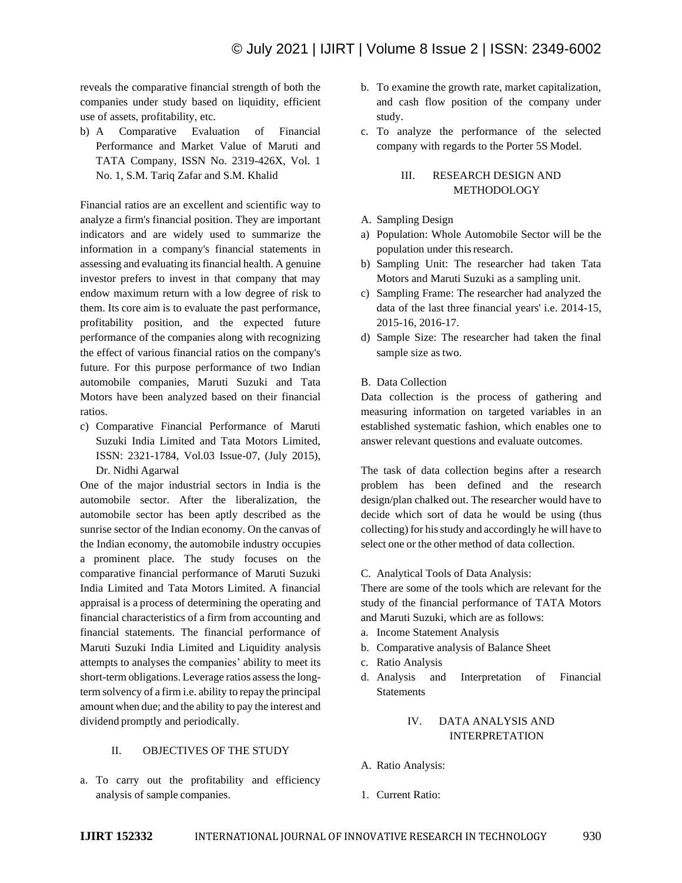reveals the comparative financial strength of both the companies under study based on liquidity, efficient use of assets, profitability, etc.

b) A Comparative Evaluation of Financial Performance and Market Value of Maruti and TATA Company, ISSN No. 2319-426X, Vol. 1 No. 1, S.M. Tariq Zafar and S.M. Khalid

Financial ratios are an excellent and scientific way to analyze a firm's financial position. They are important indicators and are widely used to summarize the information in a company's financial statements in assessing and evaluating its financial health. A genuine investor prefers to invest in that company that may endow maximum return with a low degree of risk to them. Its core aim is to evaluate the past performance, profitability position, and the expected future performance of the companies along with recognizing the effect of various financial ratios on the company's future. For this purpose performance of two Indian automobile companies, Maruti Suzuki and Tata Motors have been analyzed based on their financial ratios.

c) Comparative Financial Performance of Maruti Suzuki India Limited and Tata Motors Limited, ISSN: 2321-1784, Vol.03 Issue-07, (July 2015), Dr. Nidhi Agarwal

One of the major industrial sectors in India is the automobile sector. After the liberalization, the automobile sector has been aptly described as the sunrise sector of the Indian economy. On the canvas of the Indian economy, the automobile industry occupies a prominent place. The study focuses on the comparative financial performance of Maruti Suzuki India Limited and Tata Motors Limited. A financial appraisal is a process of determining the operating and financial characteristics of a firm from accounting and financial statements. The financial performance of Maruti Suzuki India Limited and Liquidity analysis attempts to analyses the companies' ability to meet its short-term obligations. Leverage ratios assess the long-term solvency of a firm i.e. ability to repay the principal amount when due; and the ability to pay the interest and dividend promptly and periodically.

## II. OBJECTIVES OF THE STUDY

a. To carry out the profitability and efficiency analysis of sample companies.
b. To examine the growth rate, market capitalization, and cash flow position of the company under study.
c. To analyze the performance of the selected company with regards to the Porter 5S Model.

## III. RESEARCH DESIGN AND METHODOLOGY

### A. Sampling Design

a) Population: Whole Automobile Sector will be the population under this research.
b) Sampling Unit: The researcher had taken Tata Motors and Maruti Suzuki as a sampling unit.
c) Sampling Frame: The researcher had analyzed the data of the last three financial years' i.e. 2014-15, 2015-16, 2016-17.
d) Sample Size: The researcher had taken the final sample size as two.

### B. Data Collection

Data collection is the process of gathering and measuring information on targeted variables in an established systematic fashion, which enables one to answer relevant questions and evaluate outcomes.

The task of data collection begins after a research problem has been defined and the research design/plan chalked out. The researcher would have to decide which sort of data he would be using (thus collecting) for his study and accordingly he will have to select one or the other method of data collection.

### C. Analytical Tools of Data Analysis:

There are some of the tools which are relevant for the study of the financial performance of TATA Motors and Maruti Suzuki, which are as follows:

a. Income Statement Analysis
b. Comparative analysis of Balance Sheet
c. Ratio Analysis
d. Analysis and Interpretation of Financial Statements

## IV. DATA ANALYSIS AND INTERPRETATION

### A. Ratio Analysis:

1. Current Ratio: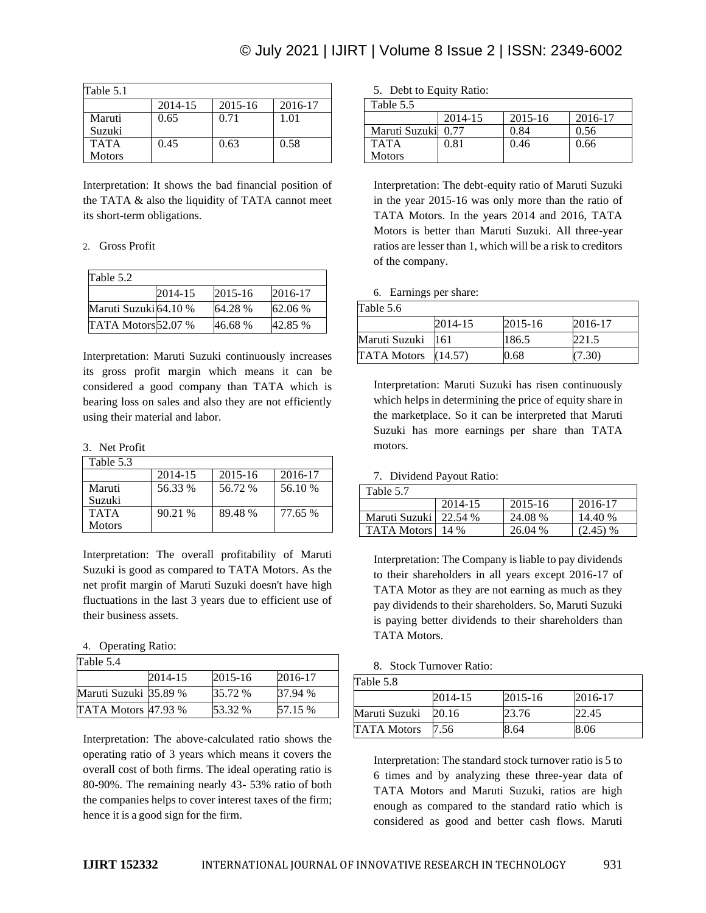| Table 5.1 | | | |
|---|---|---|---|
| | 2014-15 | 2015-16 | 2016-17 |
| Maruti Suzuki | 0.65 | 0.71 | 1.01 |
| TATA Motors | 0.45 | 0.63 | 0.58 |

Interpretation: It shows the bad financial position of the TATA & also the liquidity of TATA cannot meet its short-term obligations.

2. Gross Profit

| Table 5.2 | | | |
|---|---|---|---|
| | 2014-15 | 2015-16 | 2016-17 |
| Maruti Suzuki | 64.10 % | 64.28 % | 62.06 % |
| TATA Motors | 52.07 % | 46.68 % | 42.85 % |

Interpretation: Maruti Suzuki continuously increases its gross profit margin which means it can be considered a good company than TATA which is bearing loss on sales and also they are not efficiently using their material and labor.

3. Net Profit

| Table 5.3 | | | |
|---|---|---|---|
| | 2014-15 | 2015-16 | 2016-17 |
| Maruti Suzuki | 56.33 % | 56.72 % | 56.10 % |
| TATA Motors | 90.21 % | 89.48 % | 77.65 % |

Interpretation: The overall profitability of Maruti Suzuki is good as compared to TATA Motors. As the net profit margin of Maruti Suzuki doesn't have high fluctuations in the last 3 years due to efficient use of their business assets.

4. Operating Ratio:

| Table 5.4 | | | |
|---|---|---|---|
| | 2014-15 | 2015-16 | 2016-17 |
| Maruti Suzuki | 35.89 % | 35.72 % | 37.94 % |
| TATA Motors | 47.93 % | 53.32 % | 57.15 % |

Interpretation: The above-calculated ratio shows the operating ratio of 3 years which means it covers the overall cost of both firms. The ideal operating ratio is 80-90%. The remaining nearly 43- 53% ratio of both the companies helps to cover interest taxes of the firm; hence it is a good sign for the firm.

5. Debt to Equity Ratio:

| Table 5.5 | | | |
|---|---|---|---|
| | 2014-15 | 2015-16 | 2016-17 |
| Maruti Suzuki | 0.77 | 0.84 | 0.56 |
| TATA Motors | 0.81 | 0.46 | 0.66 |

Interpretation: The debt-equity ratio of Maruti Suzuki in the year 2015-16 was only more than the ratio of TATA Motors. In the years 2014 and 2016, TATA Motors is better than Maruti Suzuki. All three-year ratios are lesser than 1, which will be a risk to creditors of the company.

6. Earnings per share:

| Table 5.6 | | | |
|---|---|---|---|
| | 2014-15 | 2015-16 | 2016-17 |
| Maruti Suzuki | 161 | 186.5 | 221.5 |
| TATA Motors | (14.57) | 0.68 | (7.30) |

Interpretation: Maruti Suzuki has risen continuously which helps in determining the price of equity share in the marketplace. So it can be interpreted that Maruti Suzuki has more earnings per share than TATA motors.

7. Dividend Payout Ratio:

| Table 5.7 | | | |
|---|---|---|---|
| | 2014-15 | 2015-16 | 2016-17 |
| Maruti Suzuki | 22.54 % | 24.08 % | 14.40 % |
| TATA Motors | 14 % | 26.04 % | (2.45) % |

Interpretation: The Company is liable to pay dividends to their shareholders in all years except 2016-17 of TATA Motor as they are not earning as much as they pay dividends to their shareholders. So, Maruti Suzuki is paying better dividends to their shareholders than TATA Motors.

8. Stock Turnover Ratio:

| Table 5.8 | | | |
|---|---|---|---|
| | 2014-15 | 2015-16 | 2016-17 |
| Maruti Suzuki | 20.16 | 23.76 | 22.45 |
| TATA Motors | 7.56 | 8.64 | 8.06 |

Interpretation: The standard stock turnover ratio is 5 to 6 times and by analyzing these three-year data of TATA Motors and Maruti Suzuki, ratios are high enough as compared to the standard ratio which is considered as good and better cash flows. Maruti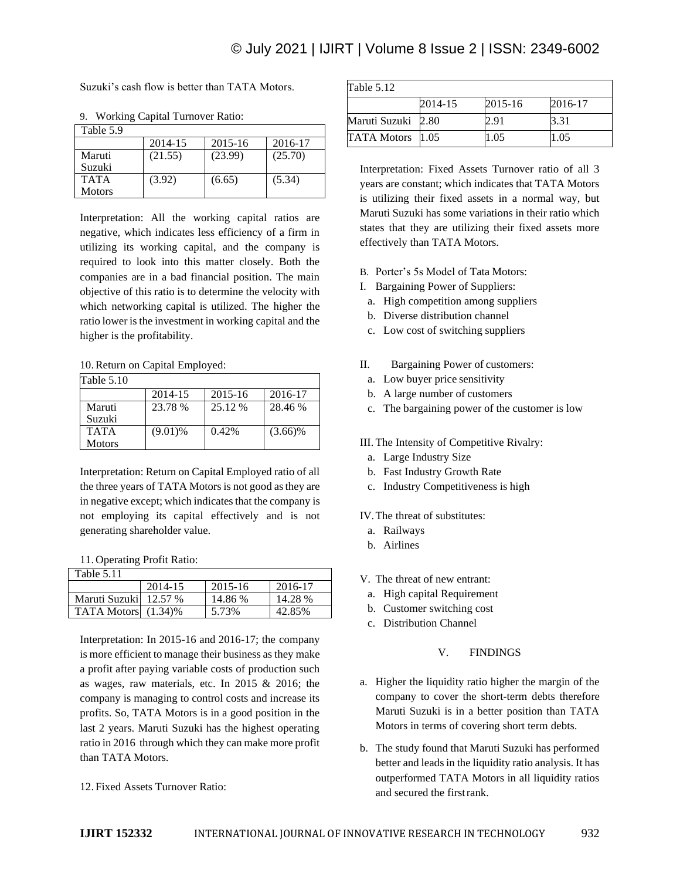Suzuki's cash flow is better than TATA Motors.

9. Working Capital Turnover Ratio:

| Table 5.9 | | | |
|---|---|---|---|
| | 2014-15 | 2015-16 | 2016-17 |
| Maruti Suzuki | (21.55) | (23.99) | (25.70) |
| TATA Motors | (3.92) | (6.65) | (5.34) |

Interpretation: All the working capital ratios are negative, which indicates less efficiency of a firm in utilizing its working capital, and the company is required to look into this matter closely. Both the companies are in a bad financial position. The main objective of this ratio is to determine the velocity with which networking capital is utilized. The higher the ratio lower is the investment in working capital and the higher is the profitability.

10. Return on Capital Employed:

| Table 5.10 | | | |
|---|---|---|---|
| | 2014-15 | 2015-16 | 2016-17 |
| Maruti Suzuki | 23.78 % | 25.12 % | 28.46 % |
| TATA Motors | (9.01)% | 0.42% | (3.66)% |

Interpretation: Return on Capital Employed ratio of all the three years of TATA Motors is not good as they are in negative except; which indicates that the company is not employing its capital effectively and is not generating shareholder value.

11. Operating Profit Ratio:

| Table 5.11 | | | |
|---|---|---|---|
| | 2014-15 | 2015-16 | 2016-17 |
| Maruti Suzuki | 12.57 % | 14.86 % | 14.28 % |
| TATA Motors | (1.34)% | 5.73% | 42.85% |

Interpretation: In 2015-16 and 2016-17; the company is more efficient to manage their business as they make a profit after paying variable costs of production such as wages, raw materials, etc. In 2015 & 2016; the company is managing to control costs and increase its profits. So, TATA Motors is in a good position in the last 2 years. Maruti Suzuki has the highest operating ratio in 2016 through which they can make more profit than TATA Motors.

12. Fixed Assets Turnover Ratio:

| Table 5.12 | | | |
|---|---|---|---|
| | 2014-15 | 2015-16 | 2016-17 |
| Maruti Suzuki | 2.80 | 2.91 | 3.31 |
| TATA Motors | 1.05 | 1.05 | 1.05 |

Interpretation: Fixed Assets Turnover ratio of all 3 years are constant; which indicates that TATA Motors is utilizing their fixed assets in a normal way, but Maruti Suzuki has some variations in their ratio which states that they are utilizing their fixed assets more effectively than TATA Motors.

B. Porter's 5s Model of Tata Motors:

I. Bargaining Power of Suppliers:
  a. High competition among suppliers
  b. Diverse distribution channel
  c. Low cost of switching suppliers

II. Bargaining Power of customers:
  a. Low buyer price sensitivity
  b. A large number of customers
  c. The bargaining power of the customer is low

III. The Intensity of Competitive Rivalry:
  a. Large Industry Size
  b. Fast Industry Growth Rate
  c. Industry Competitiveness is high

IV. The threat of substitutes:
  a. Railways
  b. Airlines

V. The threat of new entrant:
  a. High capital Requirement
  b. Customer switching cost
  c. Distribution Channel

## V. FINDINGS

a. Higher the liquidity ratio higher the margin of the company to cover the short-term debts therefore Maruti Suzuki is in a better position than TATA Motors in terms of covering short term debts.

b. The study found that Maruti Suzuki has performed better and leads in the liquidity ratio analysis. It has outperformed TATA Motors in all liquidity ratios and secured the first rank.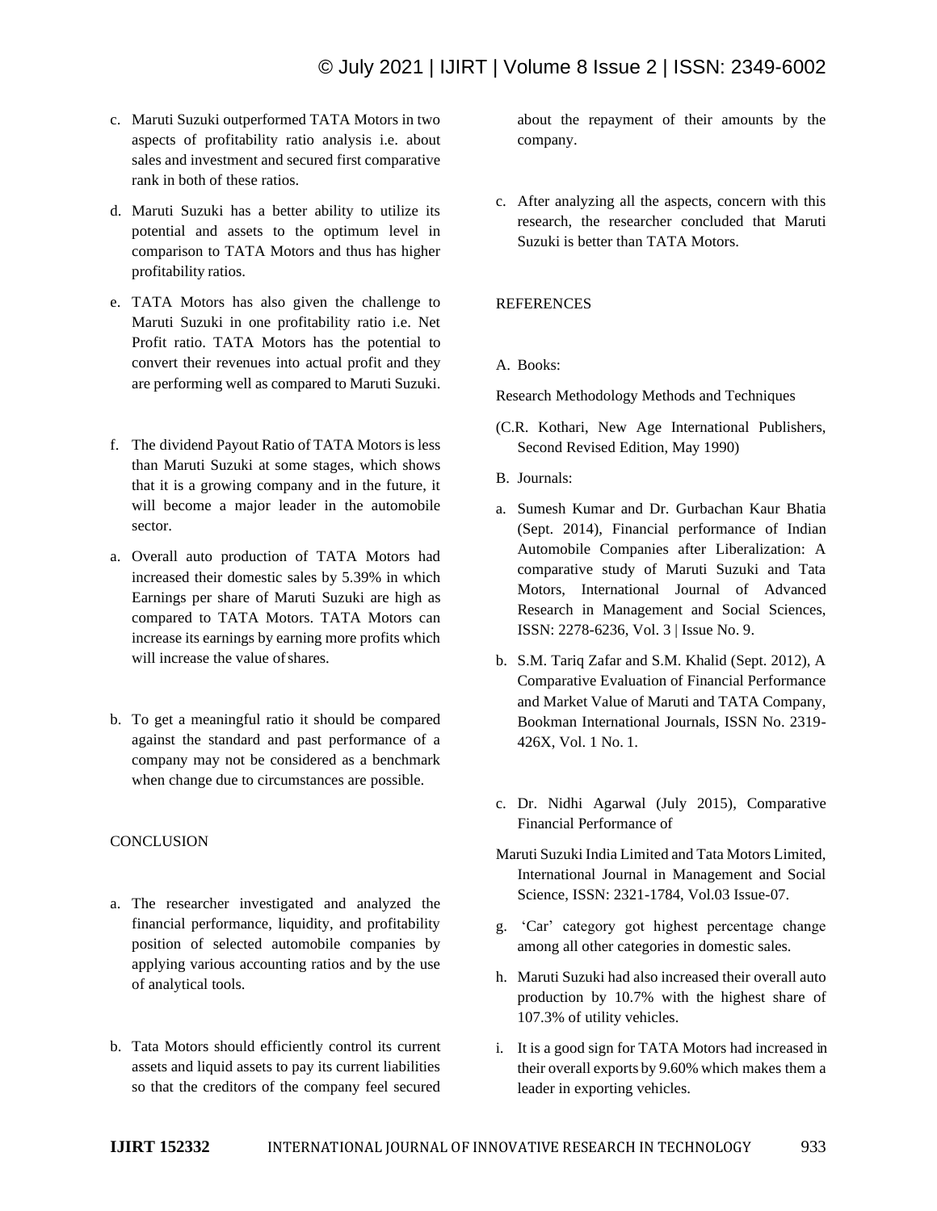c. Maruti Suzuki outperformed TATA Motors in two aspects of profitability ratio analysis i.e. about sales and investment and secured first comparative rank in both of these ratios.

d. Maruti Suzuki has a better ability to utilize its potential and assets to the optimum level in comparison to TATA Motors and thus has higher profitability ratios.

e. TATA Motors has also given the challenge to Maruti Suzuki in one profitability ratio i.e. Net Profit ratio. TATA Motors has the potential to convert their revenues into actual profit and they are performing well as compared to Maruti Suzuki.

f. The dividend Payout Ratio of TATA Motors is less than Maruti Suzuki at some stages, which shows that it is a growing company and in the future, it will become a major leader in the automobile sector.

a. Overall auto production of TATA Motors had increased their domestic sales by 5.39% in which Earnings per share of Maruti Suzuki are high as compared to TATA Motors. TATA Motors can increase its earnings by earning more profits which will increase the value of shares.

b. To get a meaningful ratio it should be compared against the standard and past performance of a company may not be considered as a benchmark when change due to circumstances are possible.

## CONCLUSION

a. The researcher investigated and analyzed the financial performance, liquidity, and profitability position of selected automobile companies by applying various accounting ratios and by the use of analytical tools.

b. Tata Motors should efficiently control its current assets and liquid assets to pay its current liabilities so that the creditors of the company feel secured about the repayment of their amounts by the company.

c. After analyzing all the aspects, concern with this research, the researcher concluded that Maruti Suzuki is better than TATA Motors.

## REFERENCES

A. Books:

Research Methodology Methods and Techniques

(C.R. Kothari, New Age International Publishers, Second Revised Edition, May 1990)

B. Journals:

a. Sumesh Kumar and Dr. Gurbachan Kaur Bhatia (Sept. 2014), Financial performance of Indian Automobile Companies after Liberalization: A comparative study of Maruti Suzuki and Tata Motors, International Journal of Advanced Research in Management and Social Sciences, ISSN: 2278-6236, Vol. 3 | Issue No. 9.

b. S.M. Tariq Zafar and S.M. Khalid (Sept. 2012), A Comparative Evaluation of Financial Performance and Market Value of Maruti and TATA Company, Bookman International Journals, ISSN No. 2319-426X, Vol. 1 No. 1.

c. Dr. Nidhi Agarwal (July 2015), Comparative Financial Performance of

Maruti Suzuki India Limited and Tata Motors Limited, International Journal in Management and Social Science, ISSN: 2321-1784, Vol.03 Issue-07.

g. 'Car' category got highest percentage change among all other categories in domestic sales.

h. Maruti Suzuki had also increased their overall auto production by 10.7% with the highest share of 107.3% of utility vehicles.

i. It is a good sign for TATA Motors had increased in their overall exports by 9.60% which makes them a leader in exporting vehicles.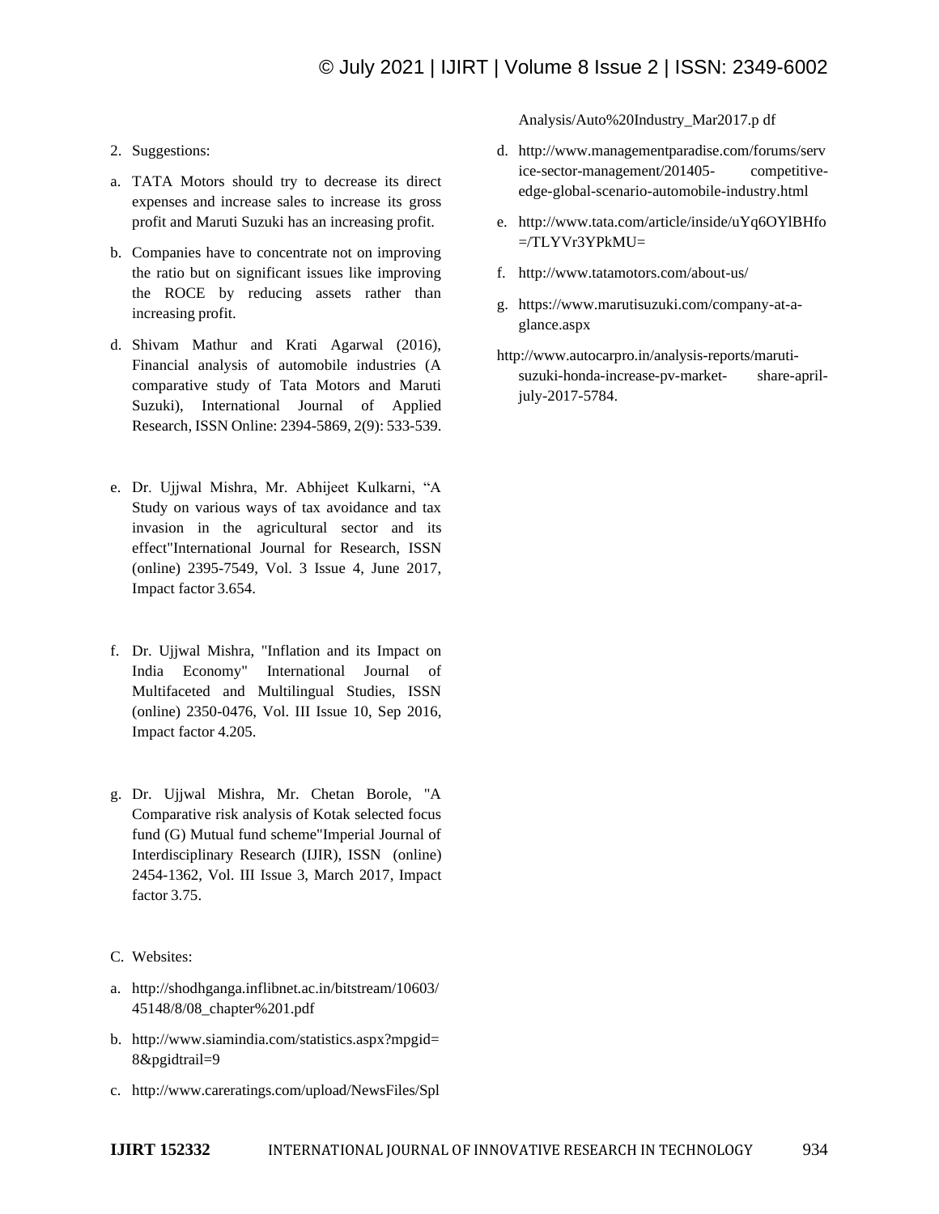2. Suggestions:

a. TATA Motors should try to decrease its direct expenses and increase sales to increase its gross profit and Maruti Suzuki has an increasing profit.

b. Companies have to concentrate not on improving the ratio but on significant issues like improving the ROCE by reducing assets rather than increasing profit.

d. Shivam Mathur and Krati Agarwal (2016), Financial analysis of automobile industries (A comparative study of Tata Motors and Maruti Suzuki), International Journal of Applied Research, ISSN Online: 2394-5869, 2(9): 533-539.

e. Dr. Ujjwal Mishra, Mr. Abhijeet Kulkarni, "A Study on various ways of tax avoidance and tax invasion in the agricultural sector and its effect"International Journal for Research, ISSN (online) 2395-7549, Vol. 3 Issue 4, June 2017, Impact factor 3.654.

f. Dr. Ujjwal Mishra, "Inflation and its Impact on India Economy" International Journal of Multifaceted and Multilingual Studies, ISSN (online) 2350-0476, Vol. III Issue 10, Sep 2016, Impact factor 4.205.

g. Dr. Ujjwal Mishra, Mr. Chetan Borole, "A Comparative risk analysis of Kotak selected focus fund (G) Mutual fund scheme"Imperial Journal of Interdisciplinary Research (IJIR), ISSN (online) 2454-1362, Vol. III Issue 3, March 2017, Impact factor 3.75.

C. Websites:

a. http://shodhganga.inflibnet.ac.in/bitstream/10603/45148/8/08_chapter%201.pdf

b. http://www.siamindia.com/statistics.aspx?mpgid=8&pgidtrail=9

c. http://www.careratings.com/upload/NewsFiles/SplAnalysis/Auto%20Industry_Mar2017.p df

d. http://www.managementparadise.com/forums/service-sector-management/201405- competitive-edge-global-scenario-automobile-industry.html

e. http://www.tata.com/article/inside/uYq6OYlBHfo=/TLYVr3YPkMU=

f. http://www.tatamotors.com/about-us/

g. https://www.marutisuzuki.com/company-at-a-glance.aspx

http://www.autocarpro.in/analysis-reports/maruti-suzuki-honda-increase-pv-market- share-april-july-2017-5784.